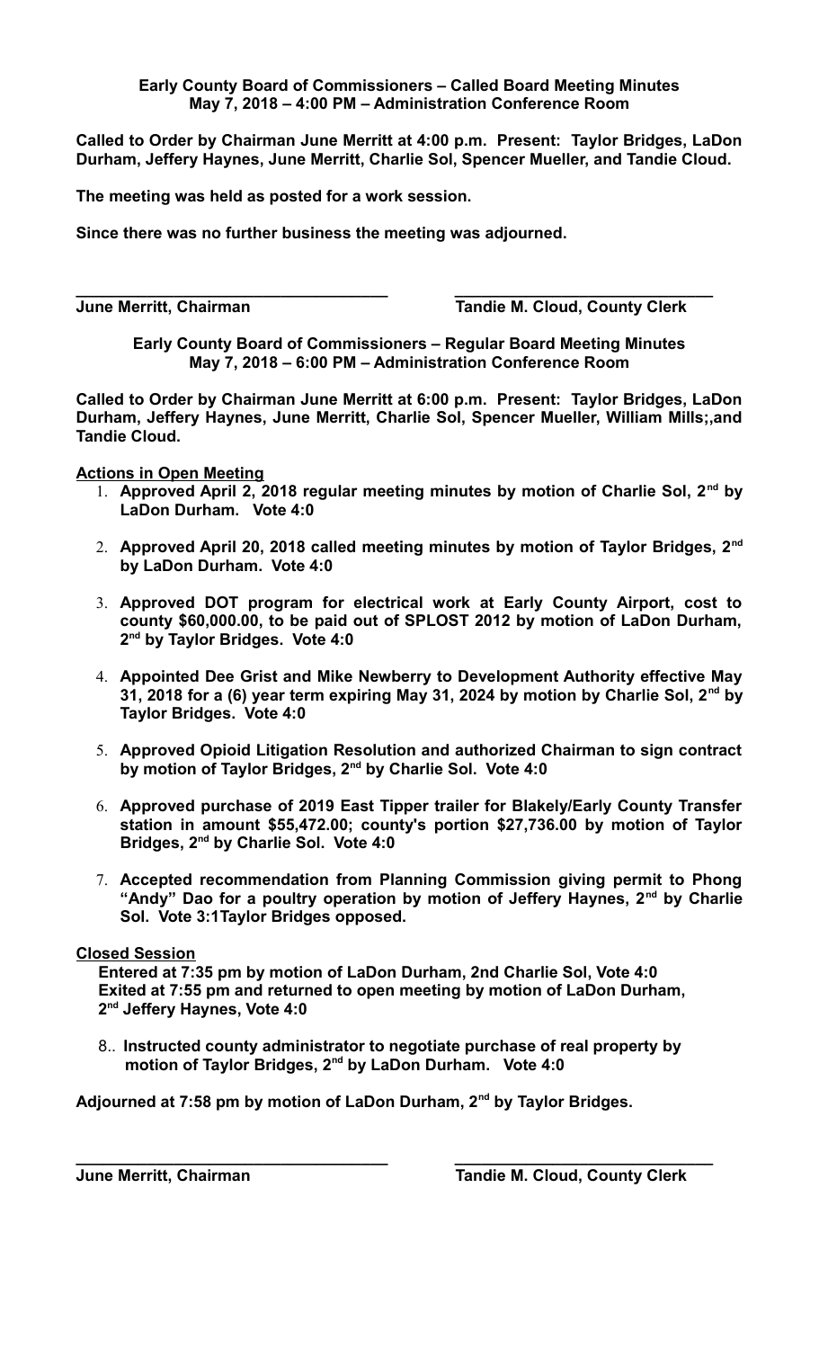**Early County Board of Commissioners – Called Board Meeting Minutes**
**May 7, 2018 – 4:00 PM – Administration Conference Room**

**Called to Order by Chairman June Merritt at 4:00 p.m. Present: Taylor Bridges, LaDon Durham, Jeffery Haynes, June Merritt, Charlie Sol, Spencer Mueller, and Tandie Cloud.**

**The meeting was held as posted for a work session.**

**Since there was no further business the meeting was adjourned.**

\_\_\_\_\_\_\_\_\_\_\_\_\_\_\_\_\_\_\_\_\_\_\_\_\_\_\_\_\_\_\_\_\_\_\_ \_\_\_\_\_\_\_\_\_\_\_\_\_\_\_\_\_\_\_\_\_\_\_\_\_\_\_\_\_\_\_
**June Merritt, Chairman** **Tandie M. Cloud, County Clerk**

**Early County Board of Commissioners – Regular Board Meeting Minutes**
**May 7, 2018 – 6:00 PM – Administration Conference Room**

**Called to Order by Chairman June Merritt at 6:00 p.m. Present: Taylor Bridges, LaDon Durham, Jeffery Haynes, June Merritt, Charlie Sol, Spencer Mueller, William Mills;,and Tandie Cloud.**

**Actions in Open Meeting**

1. **Approved April 2, 2018 regular meeting minutes by motion of Charlie Sol, 2nd by LaDon Durham. Vote 4:0**
2. **Approved April 20, 2018 called meeting minutes by motion of Taylor Bridges, 2nd by LaDon Durham. Vote 4:0**
3. **Approved DOT program for electrical work at Early County Airport, cost to county $60,000.00, to be paid out of SPLOST 2012 by motion of LaDon Durham, 2nd by Taylor Bridges. Vote 4:0**
4. **Appointed Dee Grist and Mike Newberry to Development Authority effective May 31, 2018 for a (6) year term expiring May 31, 2024 by motion by Charlie Sol, 2nd by Taylor Bridges. Vote 4:0**
5. **Approved Opioid Litigation Resolution and authorized Chairman to sign contract by motion of Taylor Bridges, 2nd by Charlie Sol. Vote 4:0**
6. **Approved purchase of 2019 East Tipper trailer for Blakely/Early County Transfer station in amount $55,472.00; county's portion $27,736.00 by motion of Taylor Bridges, 2nd by Charlie Sol. Vote 4:0**
7. **Accepted recommendation from Planning Commission giving permit to Phong "Andy" Dao for a poultry operation by motion of Jeffery Haynes, 2nd by Charlie Sol. Vote 3:1Taylor Bridges opposed.**

**Closed Session**

**Entered at 7:35 pm by motion of LaDon Durham, 2nd Charlie Sol, Vote 4:0**
**Exited at 7:55 pm and returned to open meeting by motion of LaDon Durham, 2nd Jeffery Haynes, Vote 4:0**

8.. **Instructed county administrator to negotiate purchase of real property by motion of Taylor Bridges, 2nd by LaDon Durham. Vote 4:0**

**Adjourned at 7:58 pm by motion of LaDon Durham, 2nd by Taylor Bridges.**

\_\_\_\_\_\_\_\_\_\_\_\_\_\_\_\_\_\_\_\_\_\_\_\_\_\_\_\_\_\_\_\_\_\_\_ \_\_\_\_\_\_\_\_\_\_\_\_\_\_\_\_\_\_\_\_\_\_\_\_\_\_\_\_\_\_\_
**June Merritt, Chairman** **Tandie M. Cloud, County Clerk**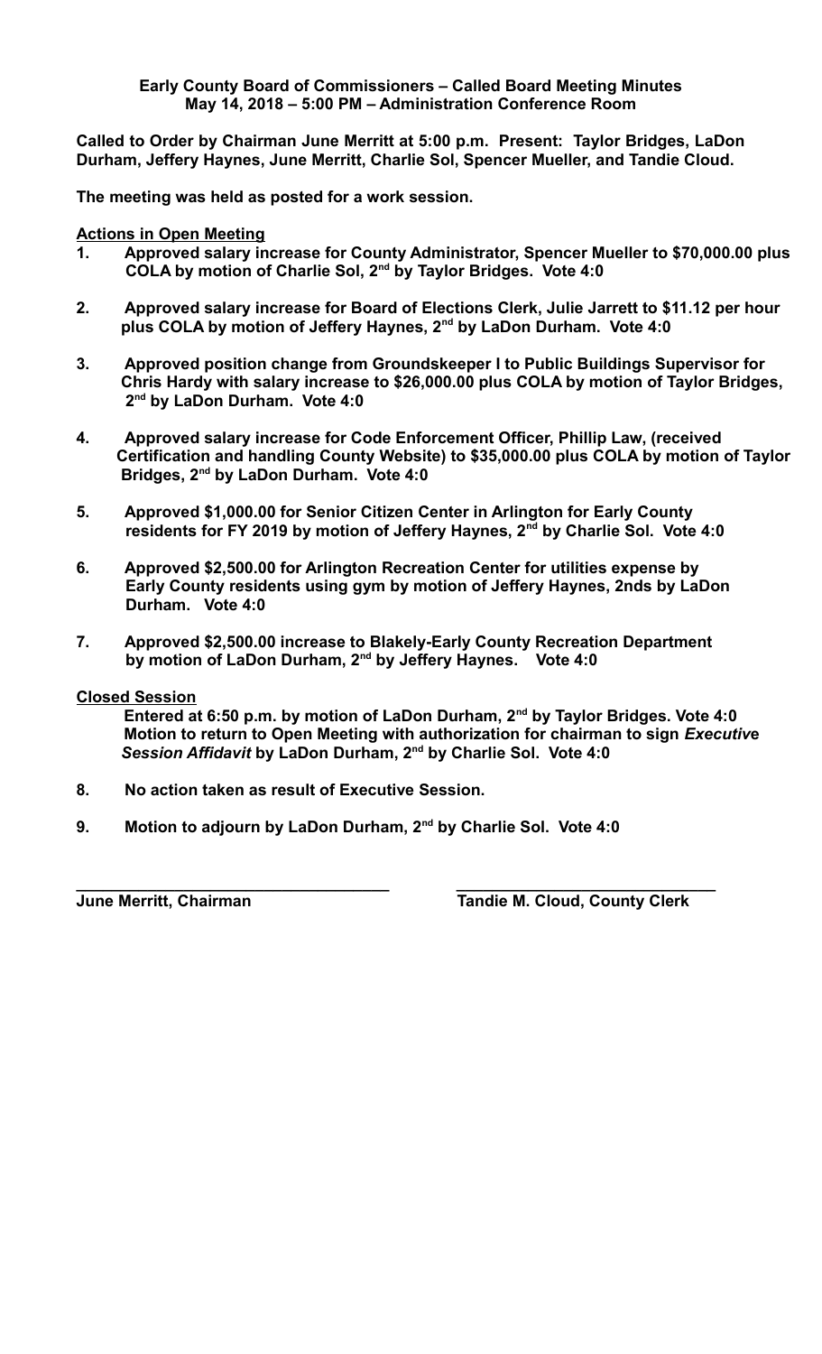**Early County Board of Commissioners – Called Board Meeting Minutes**
**May 14, 2018 – 5:00 PM – Administration Conference Room**

**Called to Order by Chairman June Merritt at 5:00 p.m. Present: Taylor Bridges, LaDon Durham, Jeffery Haynes, June Merritt, Charlie Sol, Spencer Mueller, and Tandie Cloud.**

**The meeting was held as posted for a work session.**

**<u>Actions in Open Meeting</u>**

1. **Approved salary increase for County Administrator, Spencer Mueller to $70,000.00 plus COLA by motion of Charlie Sol, 2nd by Taylor Bridges. Vote 4:0**

2. **Approved salary increase for Board of Elections Clerk, Julie Jarrett to $11.12 per hour plus COLA by motion of Jeffery Haynes, 2nd by LaDon Durham. Vote 4:0**

3. **Approved position change from Groundskeeper I to Public Buildings Supervisor for Chris Hardy with salary increase to $26,000.00 plus COLA by motion of Taylor Bridges, 2nd by LaDon Durham. Vote 4:0**

4. **Approved salary increase for Code Enforcement Officer, Phillip Law, (received Certification and handling County Website) to $35,000.00 plus COLA by motion of Taylor Bridges, 2nd by LaDon Durham. Vote 4:0**

5. **Approved $1,000.00 for Senior Citizen Center in Arlington for Early County residents for FY 2019 by motion of Jeffery Haynes, 2nd by Charlie Sol. Vote 4:0**

6. **Approved $2,500.00 for Arlington Recreation Center for utilities expense by Early County residents using gym by motion of Jeffery Haynes, 2nds by LaDon Durham. Vote 4:0**

7. **Approved $2,500.00 increase to Blakely-Early County Recreation Department by motion of LaDon Durham, 2nd by Jeffery Haynes. Vote 4:0**

**<u>Closed Session</u>**

**Entered at 6:50 p.m. by motion of LaDon Durham, 2nd by Taylor Bridges. Vote 4:0**
**Motion to return to Open Meeting with authorization for chairman to sign *Executive Session Affidavit* by LaDon Durham, 2nd by Charlie Sol. Vote 4:0**

8. **No action taken as result of Executive Session.**

9. **Motion to adjourn by LaDon Durham, 2nd by Charlie Sol. Vote 4:0**

\_\_\_\_\_\_\_\_\_\_\_\_\_\_\_\_\_\_\_\_\_\_\_\_\_\_\_\_\_\_\_\_\_\_\_\_
**June Merritt, Chairman**

\_\_\_\_\_\_\_\_\_\_\_\_\_\_\_\_\_\_\_\_\_\_\_\_\_\_\_\_\_\_\_\_\_\_\_\_
**Tandie M. Cloud, County Clerk**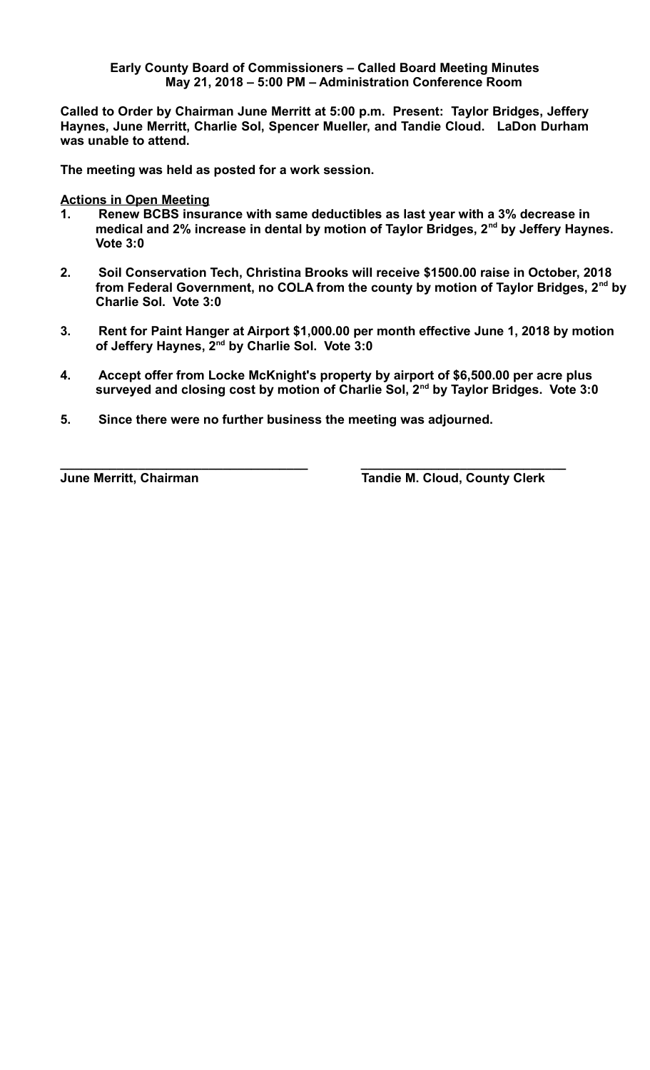**Early County Board of Commissioners – Called Board Meeting Minutes**
**May 21, 2018 – 5:00 PM – Administration Conference Room**

**Called to Order by Chairman June Merritt at 5:00 p.m. Present: Taylor Bridges, Jeffery Haynes, June Merritt, Charlie Sol, Spencer Mueller, and Tandie Cloud. LaDon Durham was unable to attend.**

**The meeting was held as posted for a work session.**

**Actions in Open Meeting**

1. **Renew BCBS insurance with same deductibles as last year with a 3% decrease in medical and 2% increase in dental by motion of Taylor Bridges, 2nd by Jeffery Haynes. Vote 3:0**

2. **Soil Conservation Tech, Christina Brooks will receive $1500.00 raise in October, 2018 from Federal Government, no COLA from the county by motion of Taylor Bridges, 2nd by Charlie Sol. Vote 3:0**

3. **Rent for Paint Hanger at Airport $1,000.00 per month effective June 1, 2018 by motion of Jeffery Haynes, 2nd by Charlie Sol. Vote 3:0**

4. **Accept offer from Locke McKnight's property by airport of $6,500.00 per acre plus surveyed and closing cost by motion of Charlie Sol, 2nd by Taylor Bridges. Vote 3:0**

5. **Since there were no further business the meeting was adjourned.**

**\_\_\_\_\_\_\_\_\_\_\_\_\_\_\_\_\_\_\_\_\_\_\_\_\_\_\_\_\_\_\_\_\_\_\_\_**
**June Merritt, Chairman**

**\_\_\_\_\_\_\_\_\_\_\_\_\_\_\_\_\_\_\_\_\_\_\_\_\_\_\_\_\_\_\_\_\_\_\_\_**
**Tandie M. Cloud, County Clerk**